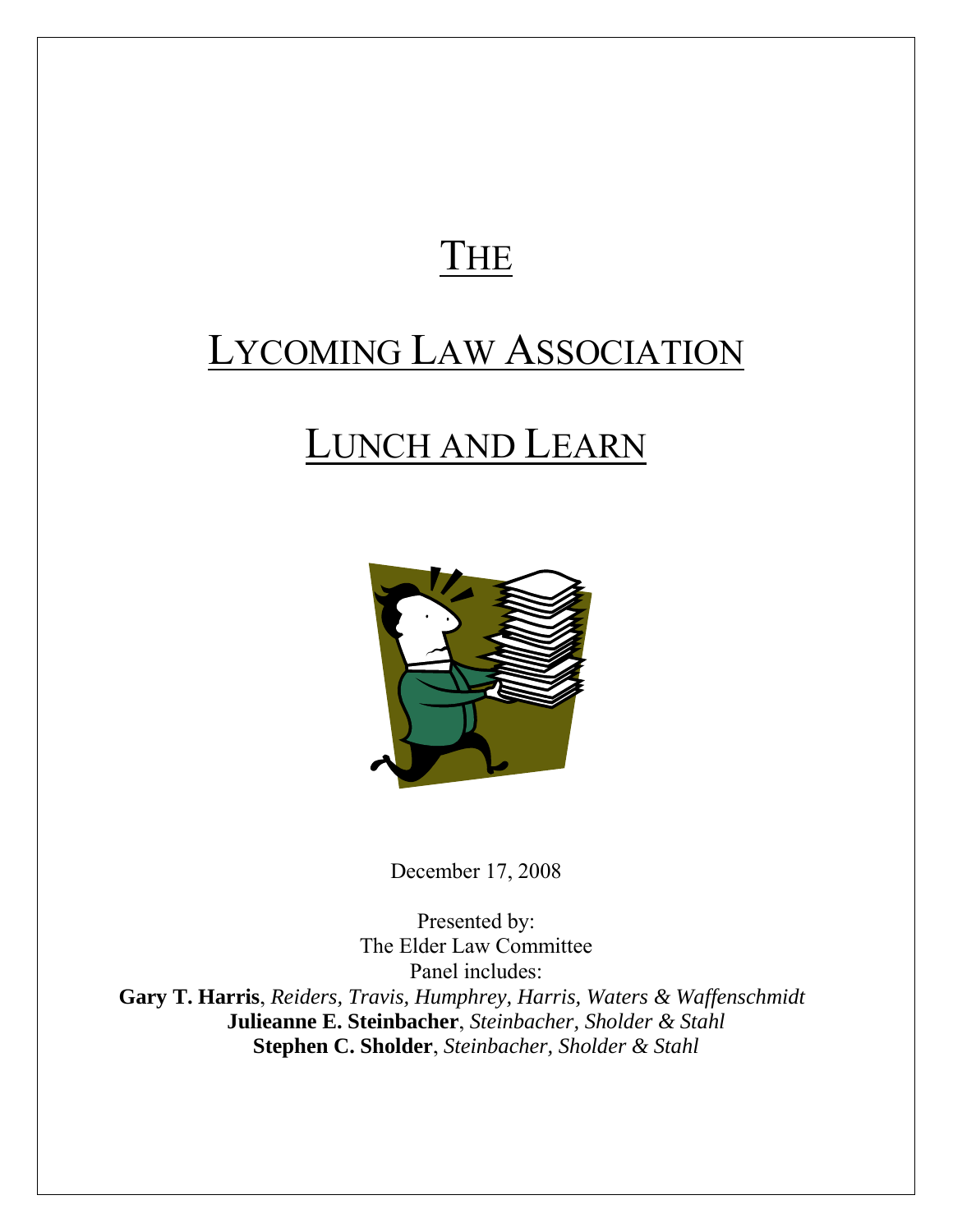# THE

# LYCOMING LAW ASSOCIATION

# LUNCH AND LEARN

December 17, 2008

Presented by:
The Elder Law Committee
Panel includes:
**Gary T. Harris**, *Reiders, Travis, Humphrey, Harris, Waters & Waffenschmidt*
**Julieanne E. Steinbacher**, *Steinbacher, Sholder & Stahl*
**Stephen C. Sholder**, *Steinbacher, Sholder & Stahl*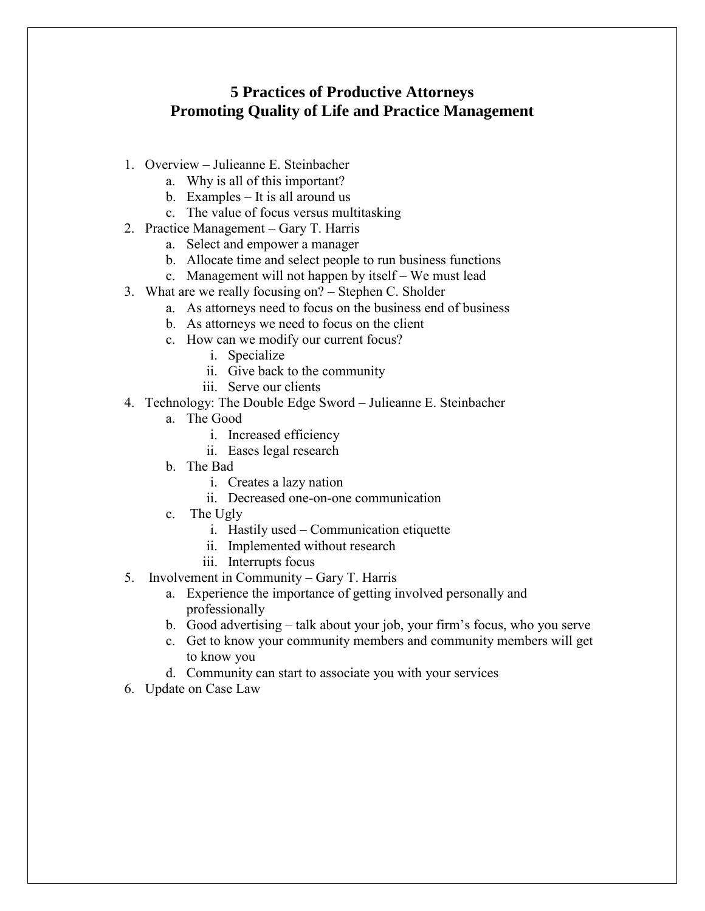# 5 Practices of Productive Attorneys
# Promoting Quality of Life and Practice Management

1. Overview – Julieanne E. Steinbacher
   a. Why is all of this important?
   b. Examples – It is all around us
   c. The value of focus versus multitasking
2. Practice Management – Gary T. Harris
   a. Select and empower a manager
   b. Allocate time and select people to run business functions
   c. Management will not happen by itself – We must lead
3. What are we really focusing on? – Stephen C. Sholder
   a. As attorneys need to focus on the business end of business
   b. As attorneys we need to focus on the client
   c. How can we modify our current focus?
      i. Specialize
      ii. Give back to the community
      iii. Serve our clients
4. Technology: The Double Edge Sword – Julieanne E. Steinbacher
   a. The Good
      i. Increased efficiency
      ii. Eases legal research
   b. The Bad
      i. Creates a lazy nation
      ii. Decreased one-on-one communication
   c. The Ugly
      i. Hastily used – Communication etiquette
      ii. Implemented without research
      iii. Interrupts focus
5. Involvement in Community – Gary T. Harris
   a. Experience the importance of getting involved personally and professionally
   b. Good advertising – talk about your job, your firm's focus, who you serve
   c. Get to know your community members and community members will get to know you
   d. Community can start to associate you with your services
6. Update on Case Law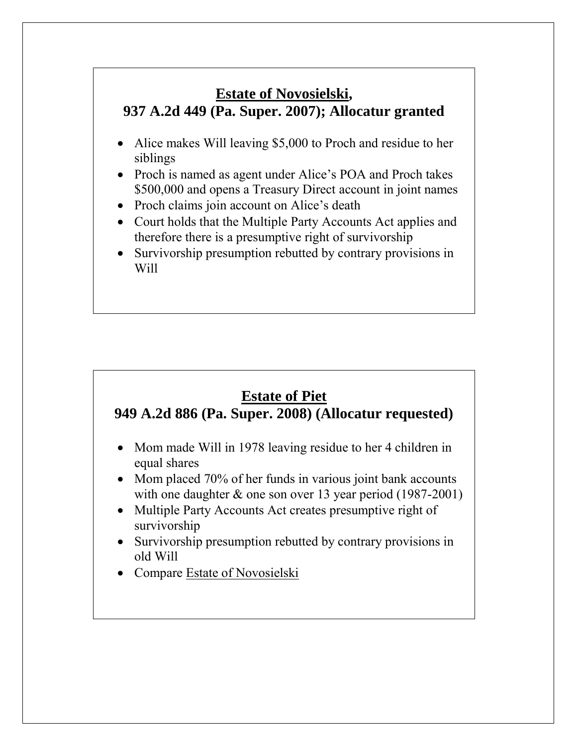## Estate of Novosielski,
## 937 A.2d 449 (Pa. Super. 2007); Allocatur granted

- Alice makes Will leaving $5,000 to Proch and residue to her siblings
- Proch is named as agent under Alice's POA and Proch takes $500,000 and opens a Treasury Direct account in joint names
- Proch claims join account on Alice's death
- Court holds that the Multiple Party Accounts Act applies and therefore there is a presumptive right of survivorship
- Survivorship presumption rebutted by contrary provisions in Will

## Estate of Piet
## 949 A.2d 886 (Pa. Super. 2008) (Allocatur requested)

- Mom made Will in 1978 leaving residue to her 4 children in equal shares
- Mom placed 70% of her funds in various joint bank accounts with one daughter & one son over 13 year period (1987-2001)
- Multiple Party Accounts Act creates presumptive right of survivorship
- Survivorship presumption rebutted by contrary provisions in old Will
- Compare Estate of Novosielski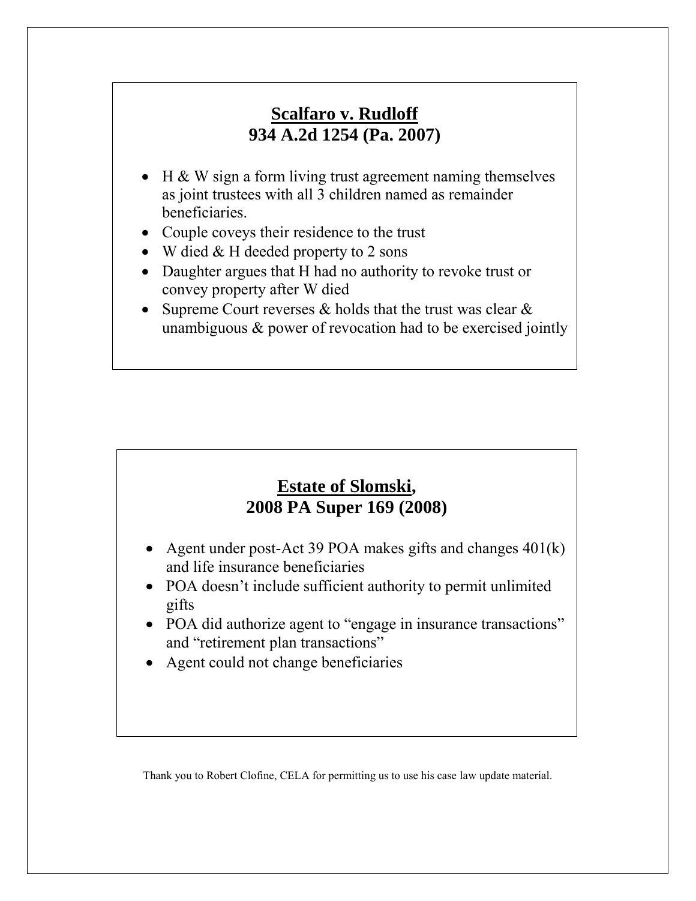## Scalfaro v. Rudloff
## 934 A.2d 1254 (Pa. 2007)

- H & W sign a form living trust agreement naming themselves as joint trustees with all 3 children named as remainder beneficiaries.
- Couple coveys their residence to the trust
- W died & H deeded property to 2 sons
- Daughter argues that H had no authority to revoke trust or convey property after W died
- Supreme Court reverses & holds that the trust was clear & unambiguous & power of revocation had to be exercised jointly

## Estate of Slomski,
## 2008 PA Super 169 (2008)

- Agent under post-Act 39 POA makes gifts and changes 401(k) and life insurance beneficiaries
- POA doesn't include sufficient authority to permit unlimited gifts
- POA did authorize agent to "engage in insurance transactions" and "retirement plan transactions"
- Agent could not change beneficiaries

Thank you to Robert Clofine, CELA for permitting us to use his case law update material.